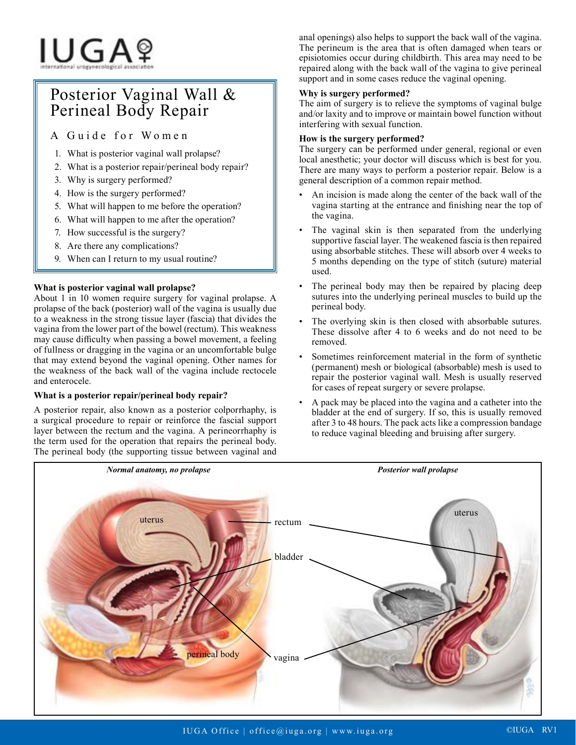IUGA
international urogynecological association

# Posterior Vaginal Wall & Perineal Body Repair

## A Guide for Women

1. What is posterior vaginal wall prolapse?
2. What is a posterior repair/perineal body repair?
3. Why is surgery performed?
4. How is the surgery performed?
5. What will happen to me before the operation?
6. What will happen to me after the operation?
7. How successful is the surgery?
8. Are there any complications?
9. When can I return to my usual routine?

### What is posterior vaginal wall prolapse?

About 1 in 10 women require surgery for vaginal prolapse. A prolapse of the back (posterior) wall of the vagina is usually due to a weakness in the strong tissue layer (fascia) that divides the vagina from the lower part of the bowel (rectum). This weakness may cause difficulty when passing a bowel movement, a feeling of fullness or dragging in the vagina or an uncomfortable bulge that may extend beyond the vaginal opening. Other names for the weakness of the back wall of the vagina include rectocele and enterocele.

### What is a posterior repair/perineal body repair?

A posterior repair, also known as a posterior colporrhaphy, is a surgical procedure to repair or reinforce the fascial support layer between the rectum and the vagina. A perineorrhaphy is the term used for the operation that repairs the perineal body. The perineal body (the supporting tissue between vaginal and anal openings) also helps to support the back wall of the vagina. The perineum is the area that is often damaged when tears or episiotomies occur during childbirth. This area may need to be repaired along with the back wall of the vagina to give perineal support and in some cases reduce the vaginal opening.

### Why is surgery performed?

The aim of surgery is to relieve the symptoms of vaginal bulge and/or laxity and to improve or maintain bowel function without interfering with sexual function.

### How is the surgery performed?

The surgery can be performed under general, regional or even local anesthetic; your doctor will discuss which is best for you. There are many ways to perform a posterior repair. Below is a general description of a common repair method.

- An incision is made along the center of the back wall of the vagina starting at the entrance and finishing near the top of the vagina.
- The vaginal skin is then separated from the underlying supportive fascial layer. The weakened fascia is then repaired using absorbable stitches. These will absorb over 4 weeks to 5 months depending on the type of stitch (suture) material used.
- The perineal body may then be repaired by placing deep sutures into the underlying perineal muscles to build up the perineal body.
- The overlying skin is then closed with absorbable sutures. These dissolve after 4 to 6 weeks and do not need to be removed.
- Sometimes reinforcement material in the form of synthetic (permanent) mesh or biological (absorbable) mesh is used to repair the posterior vaginal wall. Mesh is usually reserved for cases of repeat surgery or severe prolapse.
- A pack may be placed into the vagina and a catheter into the bladder at the end of surgery. If so, this is usually removed after 3 to 48 hours. The pack acts like a compression bandage to reduce vaginal bleeding and bruising after surgery.

*Normal anatomy, no prolapse* — *Posterior wall prolapse*

uterus, rectum, bladder, perineal body, vagina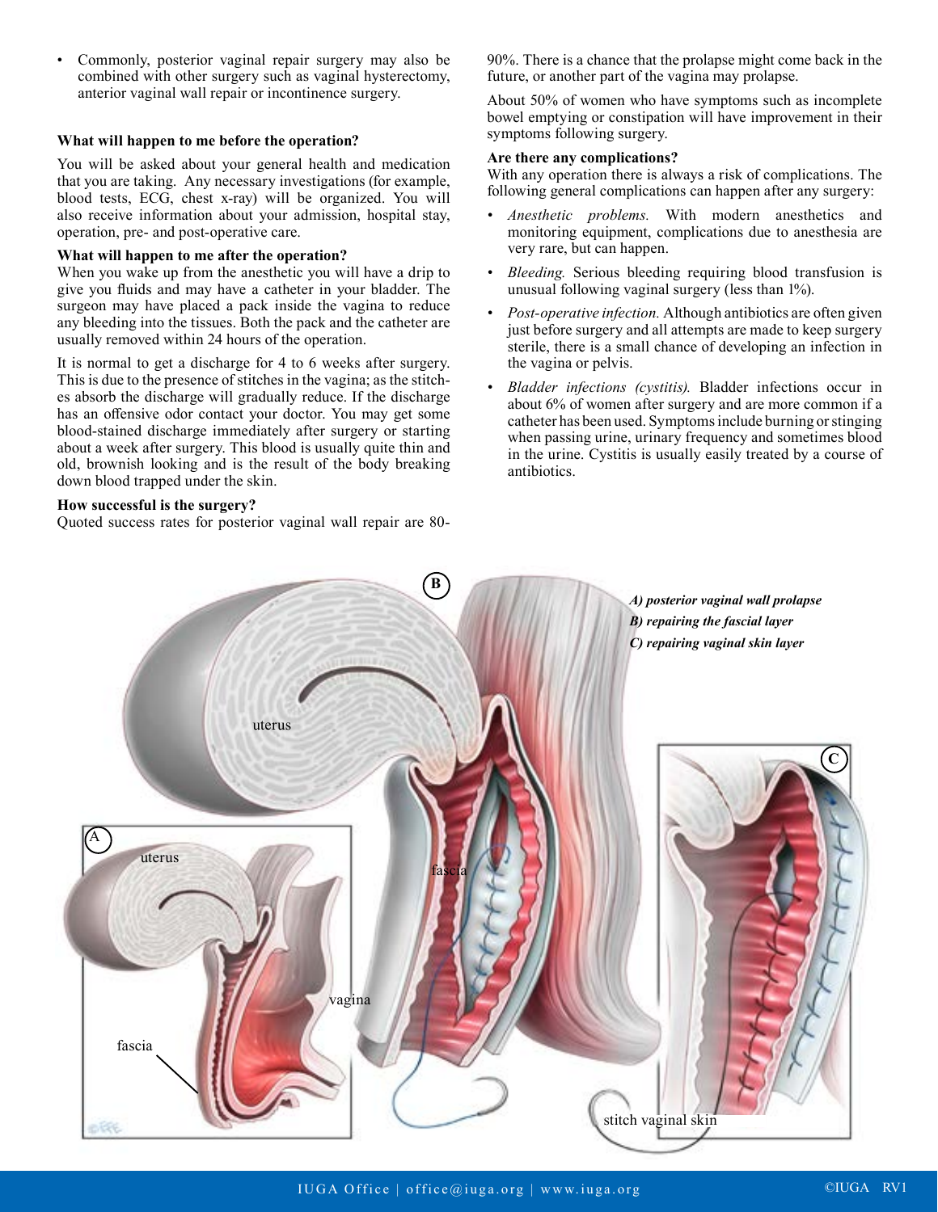- Commonly, posterior vaginal repair surgery may also be combined with other surgery such as vaginal hysterectomy, anterior vaginal wall repair or incontinence surgery.

**What will happen to me before the operation?**

You will be asked about your general health and medication that you are taking. Any necessary investigations (for example, blood tests, ECG, chest x-ray) will be organized. You will also receive information about your admission, hospital stay, operation, pre- and post-operative care.

**What will happen to me after the operation?**

When you wake up from the anesthetic you will have a drip to give you fluids and may have a catheter in your bladder. The surgeon may have placed a pack inside the vagina to reduce any bleeding into the tissues. Both the pack and the catheter are usually removed within 24 hours of the operation.

It is normal to get a discharge for 4 to 6 weeks after surgery. This is due to the presence of stitches in the vagina; as the stitches absorb the discharge will gradually reduce. If the discharge has an offensive odor contact your doctor. You may get some blood-stained discharge immediately after surgery or starting about a week after surgery. This blood is usually quite thin and old, brownish looking and is the result of the body breaking down blood trapped under the skin.

**How successful is the surgery?**

Quoted success rates for posterior vaginal wall repair are 80-90%. There is a chance that the prolapse might come back in the future, or another part of the vagina may prolapse.

About 50% of women who have symptoms such as incomplete bowel emptying or constipation will have improvement in their symptoms following surgery.

**Are there any complications?**

With any operation there is always a risk of complications. The following general complications can happen after any surgery:

- *Anesthetic problems.* With modern anesthetics and monitoring equipment, complications due to anesthesia are very rare, but can happen.
- *Bleeding.* Serious bleeding requiring blood transfusion is unusual following vaginal surgery (less than 1%).
- *Post-operative infection.* Although antibiotics are often given just before surgery and all attempts are made to keep surgery sterile, there is a small chance of developing an infection in the vagina or pelvis.
- *Bladder infections (cystitis).* Bladder infections occur in about 6% of women after surgery and are more common if a catheter has been used. Symptoms include burning or stinging when passing urine, urinary frequency and sometimes blood in the urine. Cystitis is usually easily treated by a course of antibiotics.

*A) posterior vaginal wall prolapse*
*B) repairing the fascial layer*
*C) repairing vaginal skin layer*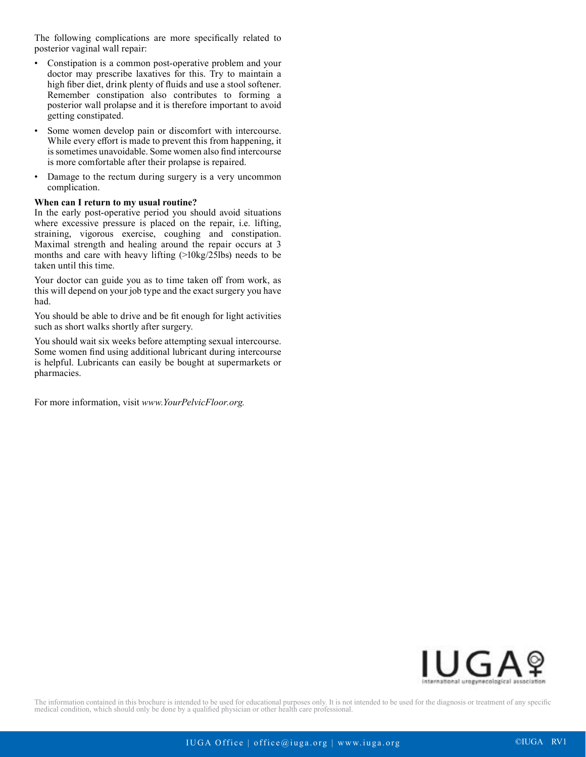The following complications are more specifically related to posterior vaginal wall repair:

- Constipation is a common post-operative problem and your doctor may prescribe laxatives for this. Try to maintain a high fiber diet, drink plenty of fluids and use a stool softener. Remember constipation also contributes to forming a posterior wall prolapse and it is therefore important to avoid getting constipated.
- Some women develop pain or discomfort with intercourse. While every effort is made to prevent this from happening, it is sometimes unavoidable. Some women also find intercourse is more comfortable after their prolapse is repaired.
- Damage to the rectum during surgery is a very uncommon complication.

**When can I return to my usual routine?**

In the early post-operative period you should avoid situations where excessive pressure is placed on the repair, i.e. lifting, straining, vigorous exercise, coughing and constipation. Maximal strength and healing around the repair occurs at 3 months and care with heavy lifting (>10kg/25lbs) needs to be taken until this time.

Your doctor can guide you as to time taken off from work, as this will depend on your job type and the exact surgery you have had.

You should be able to drive and be fit enough for light activities such as short walks shortly after surgery.

You should wait six weeks before attempting sexual intercourse. Some women find using additional lubricant during intercourse is helpful. Lubricants can easily be bought at supermarkets or pharmacies.

For more information, visit *www.YourPelvicFloor.org.*

IUGA international urogynecological association

The information contained in this brochure is intended to be used for educational purposes only. It is not intended to be used for the diagnosis or treatment of any specific medical condition, which should only be done by a qualified physician or other health care professional.

IUGA Office | office@iuga.org | www.iuga.org

©IUGA RV1